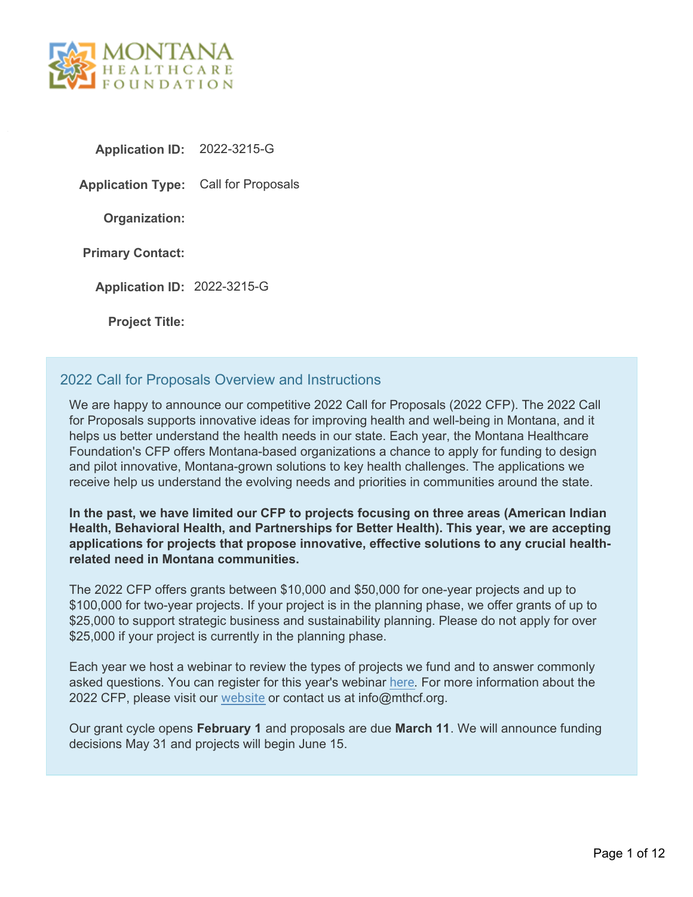MONTANA HEALTHCARE FOUNDATION

**Application ID:** 2022-3215-G

**Application Type:** Call for Proposals

**Organization:**

**Primary Contact:**

**Application ID:** 2022-3215-G

**Project Title:**

## 2022 Call for Proposals Overview and Instructions

We are happy to announce our competitive 2022 Call for Proposals (2022 CFP). The 2022 Call for Proposals supports innovative ideas for improving health and well-being in Montana, and it helps us better understand the health needs in our state. Each year, the Montana Healthcare Foundation's CFP offers Montana-based organizations a chance to apply for funding to design and pilot innovative, Montana-grown solutions to key health challenges. The applications we receive help us understand the evolving needs and priorities in communities around the state.

**In the past, we have limited our CFP to projects focusing on three areas (American Indian Health, Behavioral Health, and Partnerships for Better Health). This year, we are accepting applications for projects that propose innovative, effective solutions to any crucial health-related need in Montana communities.**

The 2022 CFP offers grants between $10,000 and $50,000 for one-year projects and up to $100,000 for two-year projects. If your project is in the planning phase, we offer grants of up to $25,000 to support strategic business and sustainability planning. Please do not apply for over $25,000 if your project is currently in the planning phase.

Each year we host a webinar to review the types of projects we fund and to answer commonly asked questions. You can register for this year's webinar here. For more information about the 2022 CFP, please visit our website or contact us at info@mthcf.org.

Our grant cycle opens **February 1** and proposals are due **March 11**. We will announce funding decisions May 31 and projects will begin June 15.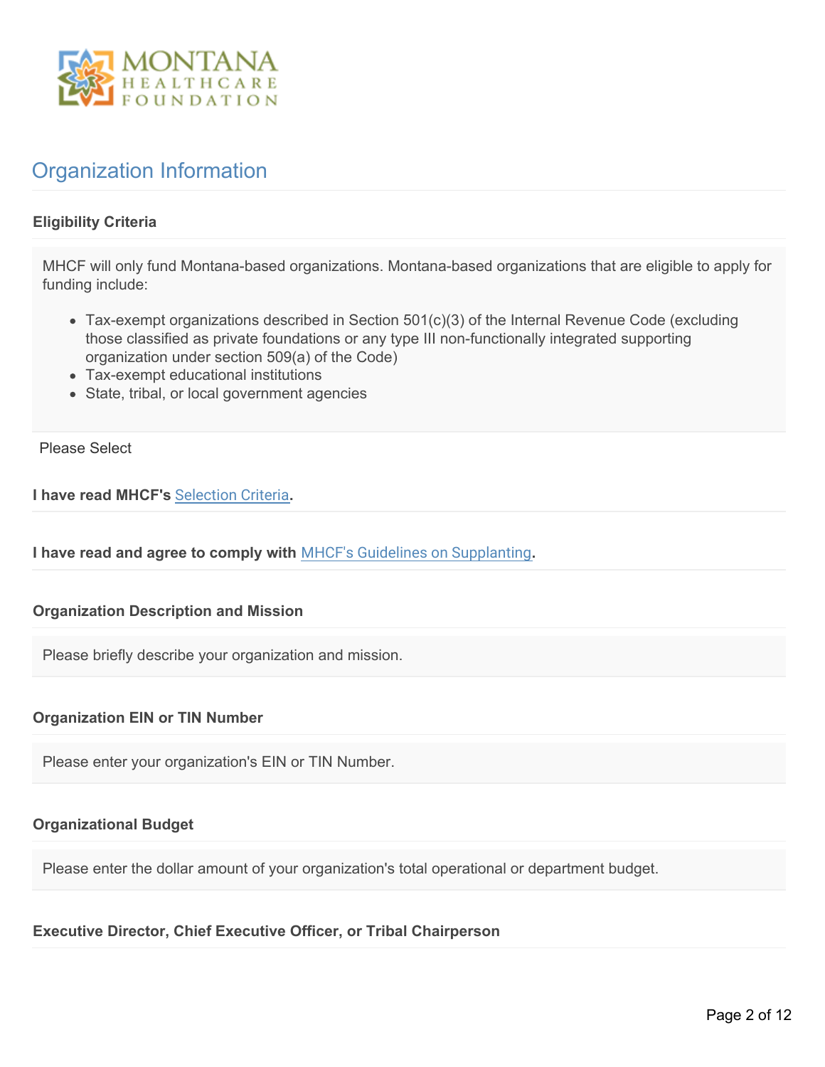## Organization Information

**Eligibility Criteria**

MHCF will only fund Montana-based organizations. Montana-based organizations that are eligible to apply for funding include:

- Tax-exempt organizations described in Section 501(c)(3) of the Internal Revenue Code (excluding those classified as private foundations or any type III non-functionally integrated supporting organization under section 509(a) of the Code)
- Tax-exempt educational institutions
- State, tribal, or local government agencies

Please Select

**I have read MHCF's Selection Criteria.**

**I have read and agree to comply with MHCF's Guidelines on Supplanting.**

**Organization Description and Mission**

Please briefly describe your organization and mission.

**Organization EIN or TIN Number**

Please enter your organization's EIN or TIN Number.

**Organizational Budget**

Please enter the dollar amount of your organization's total operational or department budget.

**Executive Director, Chief Executive Officer, or Tribal Chairperson**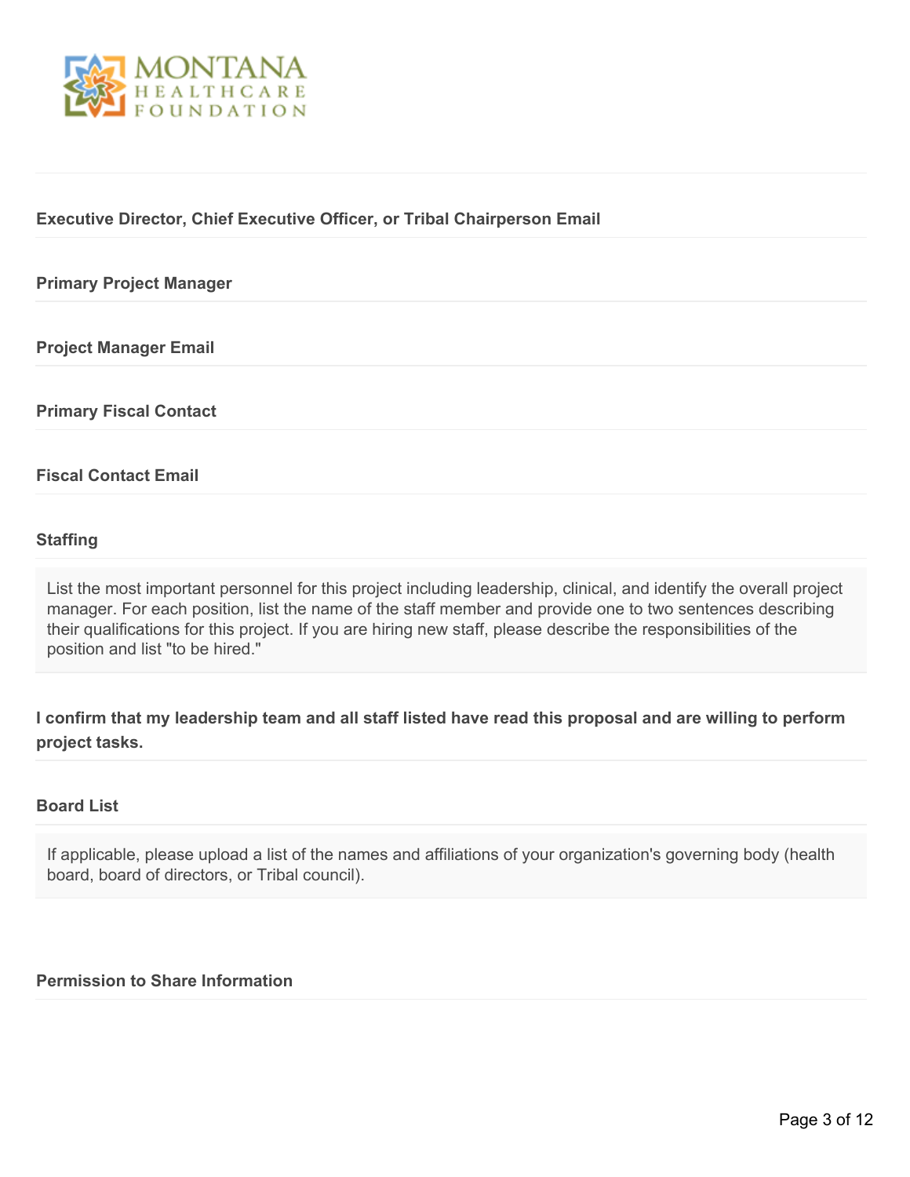**Executive Director, Chief Executive Officer, or Tribal Chairperson Email**

**Primary Project Manager**

**Project Manager Email**

**Primary Fiscal Contact**

**Fiscal Contact Email**

**Staffing**

List the most important personnel for this project including leadership, clinical, and identify the overall project manager. For each position, list the name of the staff member and provide one to two sentences describing their qualifications for this project. If you are hiring new staff, please describe the responsibilities of the position and list "to be hired."

**I confirm that my leadership team and all staff listed have read this proposal and are willing to perform project tasks.**

**Board List**

If applicable, please upload a list of the names and affiliations of your organization's governing body (health board, board of directors, or Tribal council).

**Permission to Share Information**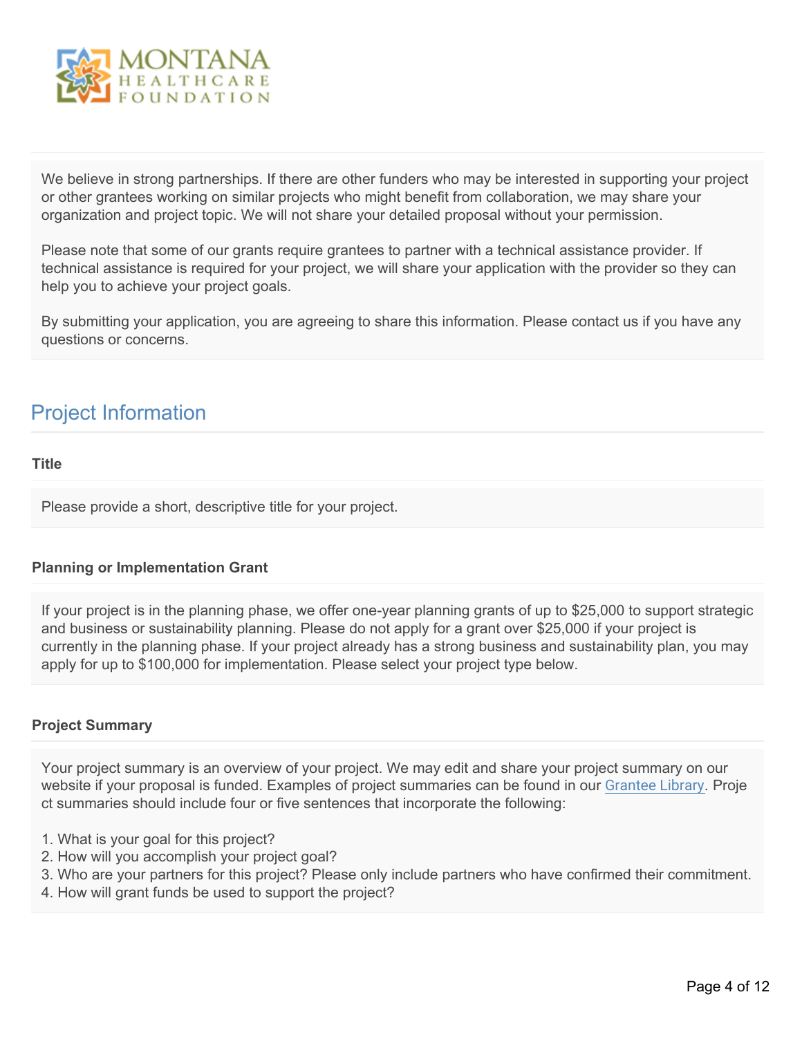We believe in strong partnerships. If there are other funders who may be interested in supporting your project or other grantees working on similar projects who might benefit from collaboration, we may share your organization and project topic. We will not share your detailed proposal without your permission.

Please note that some of our grants require grantees to partner with a technical assistance provider. If technical assistance is required for your project, we will share your application with the provider so they can help you to achieve your project goals.

By submitting your application, you are agreeing to share this information. Please contact us if you have any questions or concerns.

## Project Information

### Title

Please provide a short, descriptive title for your project.

### Planning or Implementation Grant

If your project is in the planning phase, we offer one-year planning grants of up to $25,000 to support strategic and business or sustainability planning. Please do not apply for a grant over $25,000 if your project is currently in the planning phase. If your project already has a strong business and sustainability plan, you may apply for up to $100,000 for implementation. Please select your project type below.

### Project Summary

Your project summary is an overview of your project. We may edit and share your project summary on our website if your proposal is funded. Examples of project summaries can be found in our Grantee Library. Project summaries should include four or five sentences that incorporate the following:

1. What is your goal for this project?
2. How will you accomplish your project goal?
3. Who are your partners for this project? Please only include partners who have confirmed their commitment.
4. How will grant funds be used to support the project?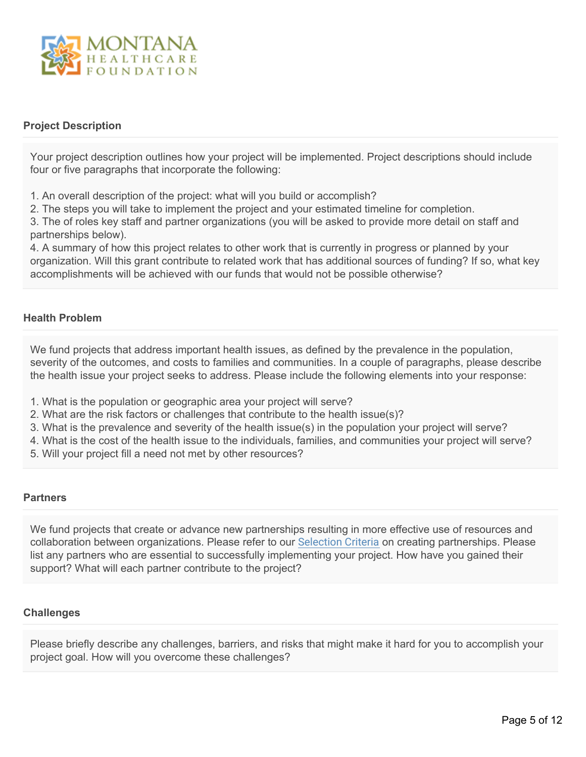## Project Description

Your project description outlines how your project will be implemented. Project descriptions should include four or five paragraphs that incorporate the following:

1. An overall description of the project: what will you build or accomplish?
2. The steps you will take to implement the project and your estimated timeline for completion.
3. The of roles key staff and partner organizations (you will be asked to provide more detail on staff and partnerships below).
4. A summary of how this project relates to other work that is currently in progress or planned by your organization. Will this grant contribute to related work that has additional sources of funding? If so, what key accomplishments will be achieved with our funds that would not be possible otherwise?

## Health Problem

We fund projects that address important health issues, as defined by the prevalence in the population, severity of the outcomes, and costs to families and communities. In a couple of paragraphs, please describe the health issue your project seeks to address. Please include the following elements into your response:

1. What is the population or geographic area your project will serve?
2. What are the risk factors or challenges that contribute to the health issue(s)?
3. What is the prevalence and severity of the health issue(s) in the population your project will serve?
4. What is the cost of the health issue to the individuals, families, and communities your project will serve?
5. Will your project fill a need not met by other resources?

## Partners

We fund projects that create or advance new partnerships resulting in more effective use of resources and collaboration between organizations. Please refer to our Selection Criteria on creating partnerships. Please list any partners who are essential to successfully implementing your project. How have you gained their support? What will each partner contribute to the project?

## Challenges

Please briefly describe any challenges, barriers, and risks that might make it hard for you to accomplish your project goal. How will you overcome these challenges?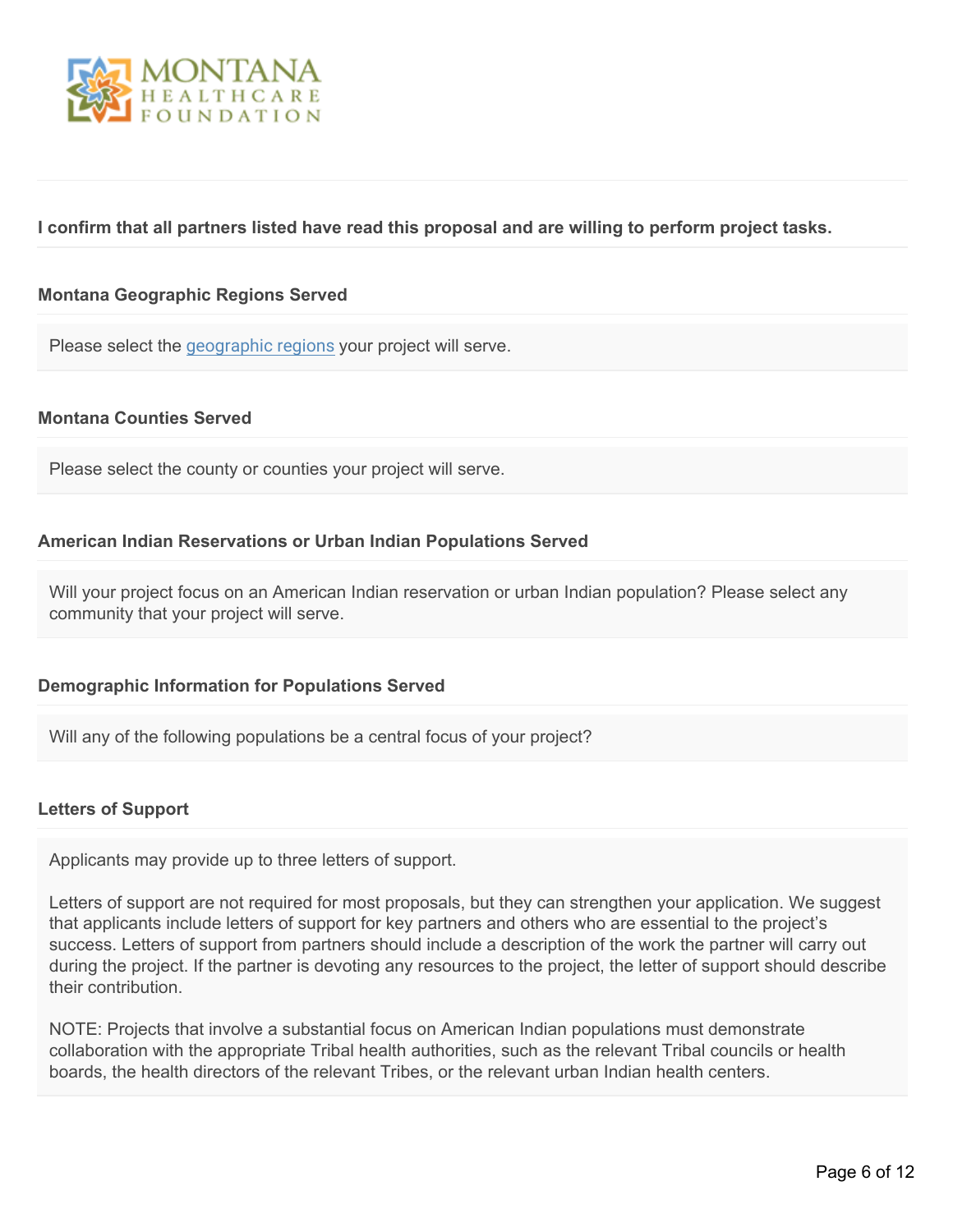**I confirm that all partners listed have read this proposal and are willing to perform project tasks.**

### Montana Geographic Regions Served

Please select the geographic regions your project will serve.

### Montana Counties Served

Please select the county or counties your project will serve.

### American Indian Reservations or Urban Indian Populations Served

Will your project focus on an American Indian reservation or urban Indian population? Please select any community that your project will serve.

### Demographic Information for Populations Served

Will any of the following populations be a central focus of your project?

### Letters of Support

Applicants may provide up to three letters of support.

Letters of support are not required for most proposals, but they can strengthen your application. We suggest that applicants include letters of support for key partners and others who are essential to the project's success. Letters of support from partners should include a description of the work the partner will carry out during the project. If the partner is devoting any resources to the project, the letter of support should describe their contribution.

NOTE: Projects that involve a substantial focus on American Indian populations must demonstrate collaboration with the appropriate Tribal health authorities, such as the relevant Tribal councils or health boards, the health directors of the relevant Tribes, or the relevant urban Indian health centers.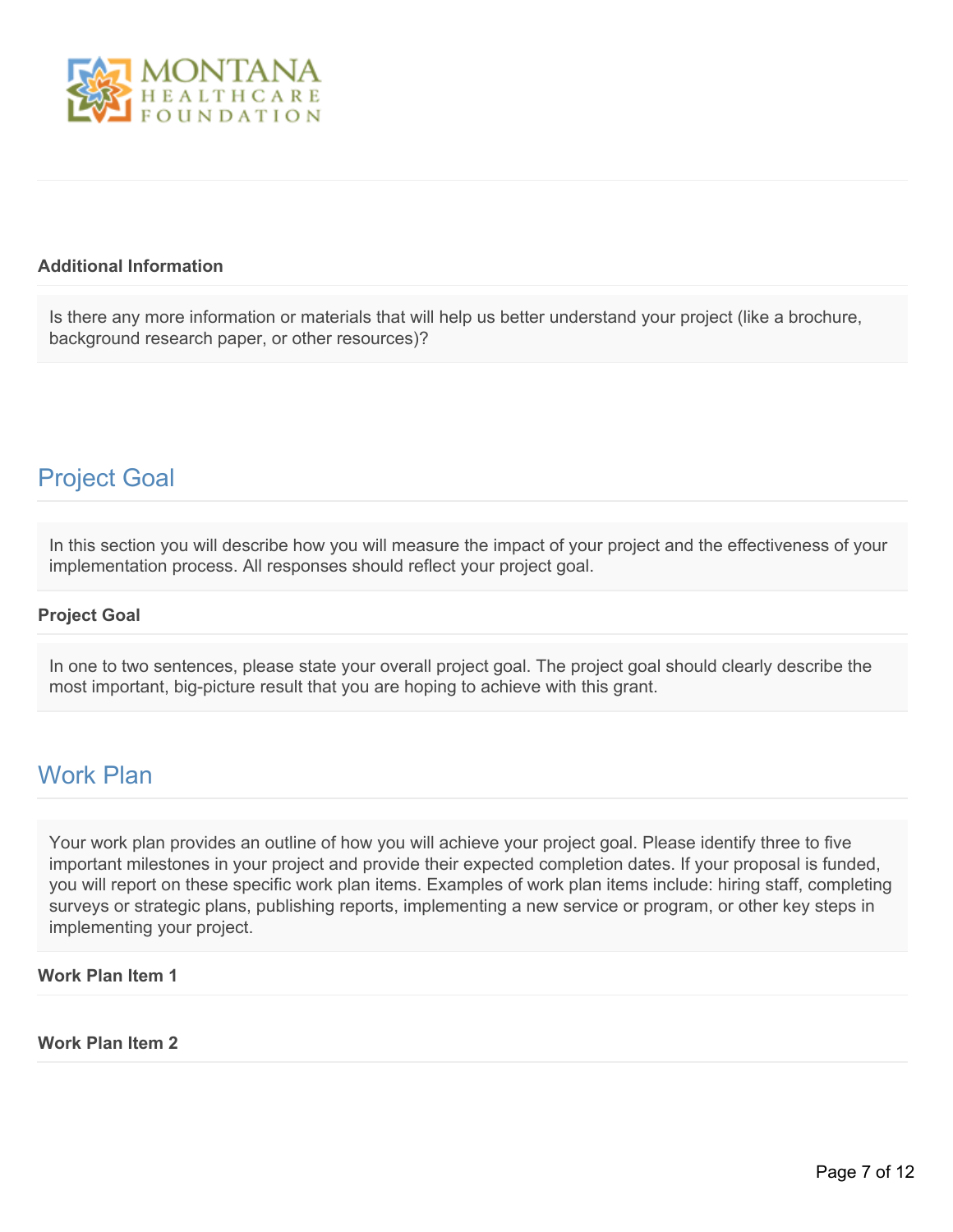MONTANA HEALTHCARE FOUNDATION

**Additional Information**

Is there any more information or materials that will help us better understand your project (like a brochure, background research paper, or other resources)?

## Project Goal

In this section you will describe how you will measure the impact of your project and the effectiveness of your implementation process. All responses should reflect your project goal.

**Project Goal**

In one to two sentences, please state your overall project goal. The project goal should clearly describe the most important, big-picture result that you are hoping to achieve with this grant.

## Work Plan

Your work plan provides an outline of how you will achieve your project goal. Please identify three to five important milestones in your project and provide their expected completion dates. If your proposal is funded, you will report on these specific work plan items. Examples of work plan items include: hiring staff, completing surveys or strategic plans, publishing reports, implementing a new service or program, or other key steps in implementing your project.

**Work Plan Item 1**

**Work Plan Item 2**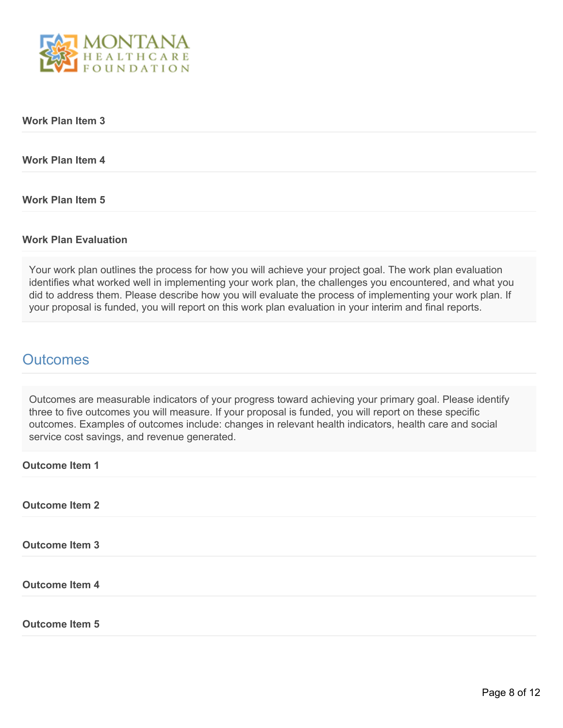**Work Plan Item 3**

**Work Plan Item 4**

**Work Plan Item 5**

**Work Plan Evaluation**

Your work plan outlines the process for how you will achieve your project goal. The work plan evaluation identifies what worked well in implementing your work plan, the challenges you encountered, and what you did to address them. Please describe how you will evaluate the process of implementing your work plan. If your proposal is funded, you will report on this work plan evaluation in your interim and final reports.

## Outcomes

Outcomes are measurable indicators of your progress toward achieving your primary goal. Please identify three to five outcomes you will measure. If your proposal is funded, you will report on these specific outcomes. Examples of outcomes include: changes in relevant health indicators, health care and social service cost savings, and revenue generated.

**Outcome Item 1**

**Outcome Item 2**

**Outcome Item 3**

**Outcome Item 4**

**Outcome Item 5**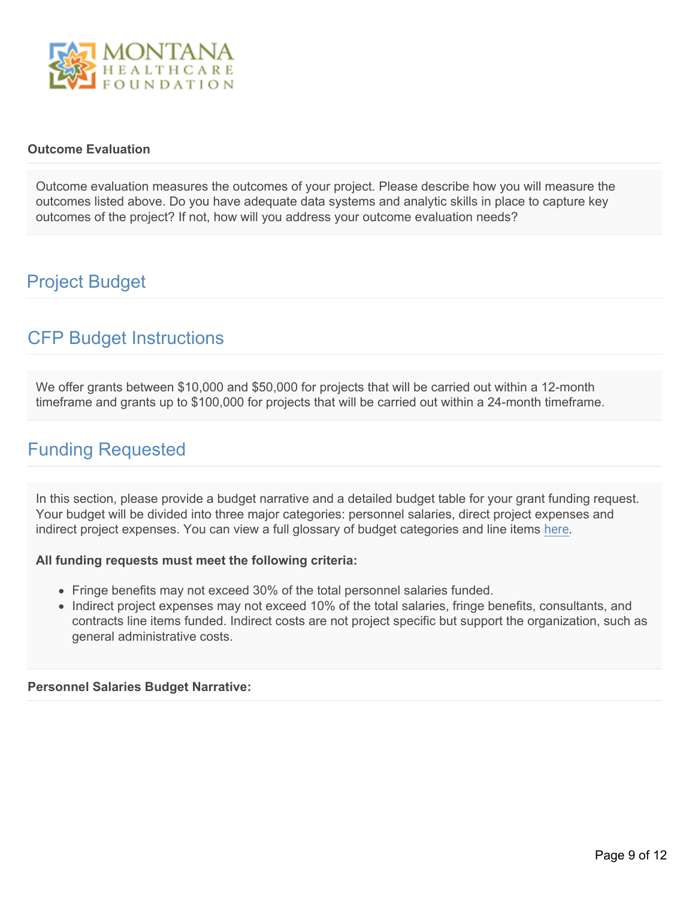**Outcome Evaluation**

Outcome evaluation measures the outcomes of your project. Please describe how you will measure the outcomes listed above. Do you have adequate data systems and analytic skills in place to capture key outcomes of the project? If not, how will you address your outcome evaluation needs?

## Project Budget

## CFP Budget Instructions

We offer grants between $10,000 and $50,000 for projects that will be carried out within a 12-month timeframe and grants up to $100,000 for projects that will be carried out within a 24-month timeframe.

## Funding Requested

In this section, please provide a budget narrative and a detailed budget table for your grant funding request. Your budget will be divided into three major categories: personnel salaries, direct project expenses and indirect project expenses. You can view a full glossary of budget categories and line items here.

**All funding requests must meet the following criteria:**

- Fringe benefits may not exceed 30% of the total personnel salaries funded.
- Indirect project expenses may not exceed 10% of the total salaries, fringe benefits, consultants, and contracts line items funded. Indirect costs are not project specific but support the organization, such as general administrative costs.

**Personnel Salaries Budget Narrative:**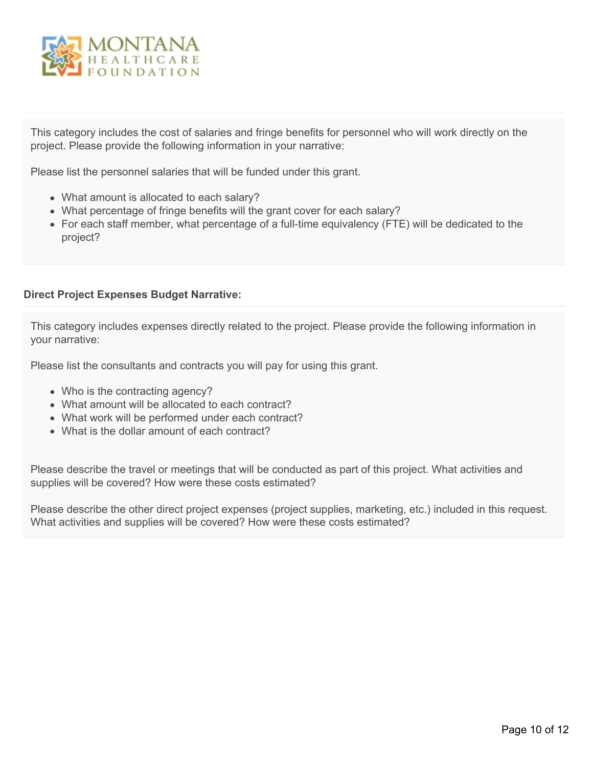This category includes the cost of salaries and fringe benefits for personnel who will work directly on the project. Please provide the following information in your narrative:

Please list the personnel salaries that will be funded under this grant.

- What amount is allocated to each salary?
- What percentage of fringe benefits will the grant cover for each salary?
- For each staff member, what percentage of a full-time equivalency (FTE) will be dedicated to the project?

**Direct Project Expenses Budget Narrative:**

This category includes expenses directly related to the project. Please provide the following information in your narrative:

Please list the consultants and contracts you will pay for using this grant.

- Who is the contracting agency?
- What amount will be allocated to each contract?
- What work will be performed under each contract?
- What is the dollar amount of each contract?

Please describe the travel or meetings that will be conducted as part of this project. What activities and supplies will be covered? How were these costs estimated?

Please describe the other direct project expenses (project supplies, marketing, etc.) included in this request. What activities and supplies will be covered? How were these costs estimated?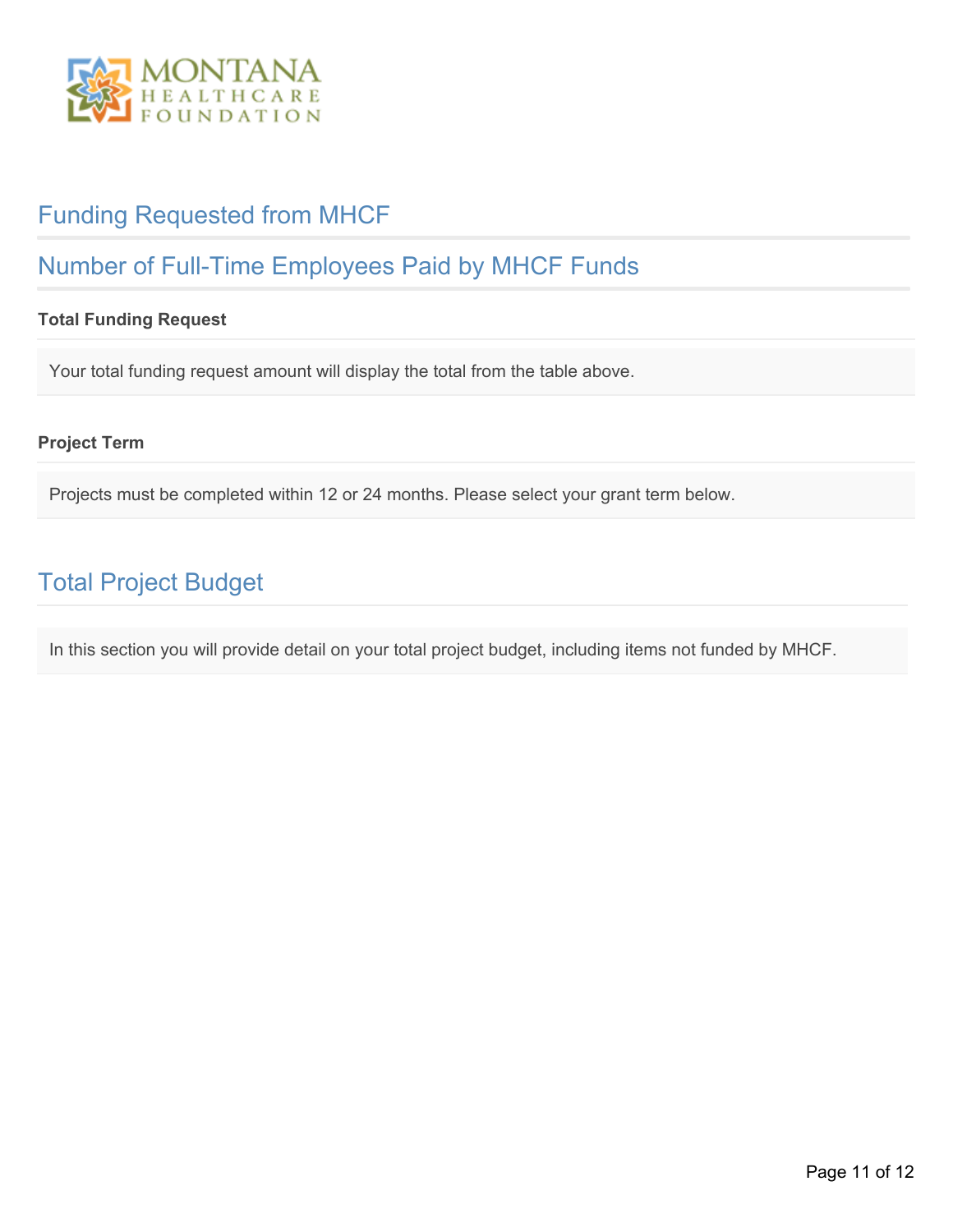## Funding Requested from MHCF

## Number of Full-Time Employees Paid by MHCF Funds

**Total Funding Request**

Your total funding request amount will display the total from the table above.

**Project Term**

Projects must be completed within 12 or 24 months. Please select your grant term below.

## Total Project Budget

In this section you will provide detail on your total project budget, including items not funded by MHCF.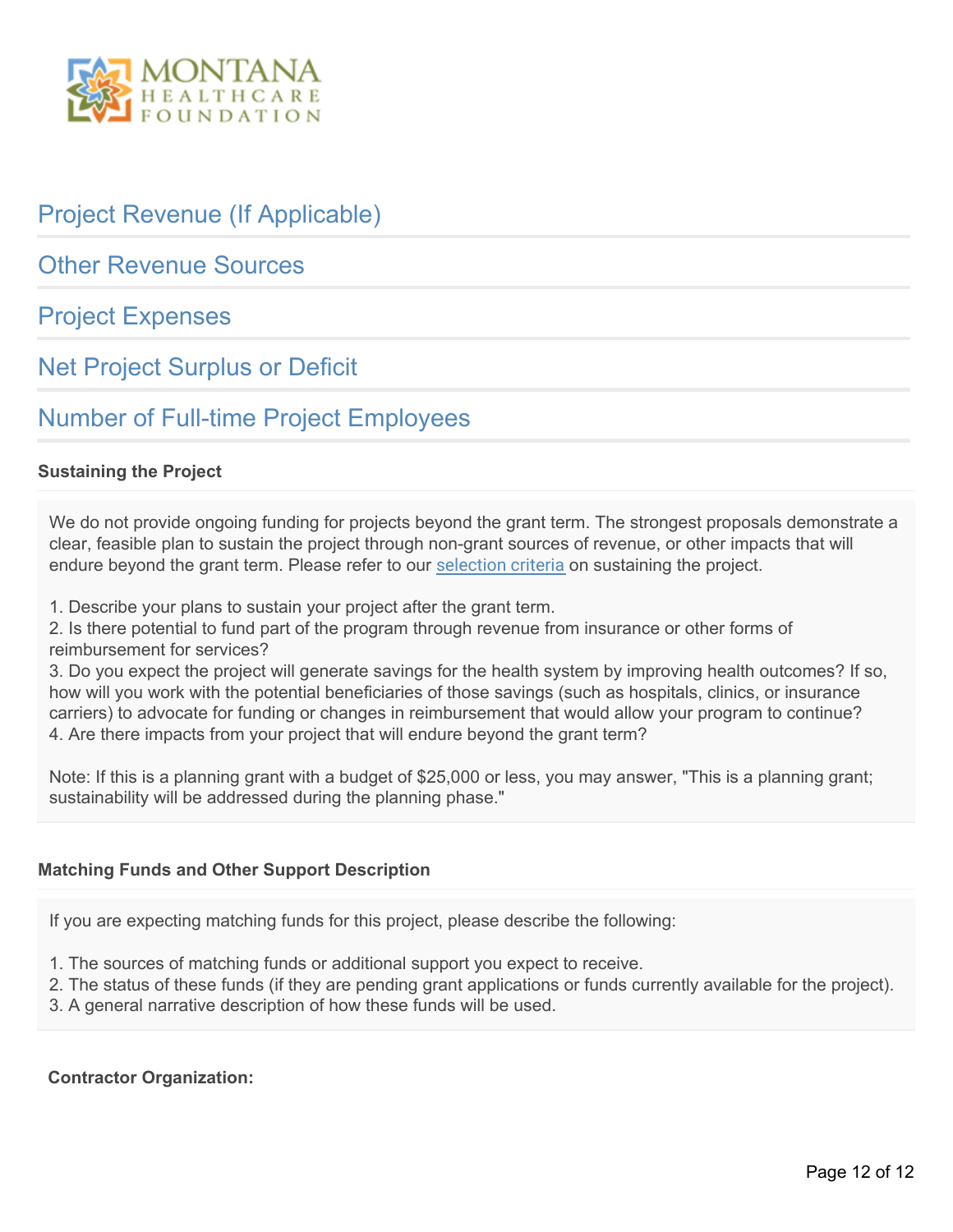## Project Revenue (If Applicable)

## Other Revenue Sources

## Project Expenses

## Net Project Surplus or Deficit

## Number of Full-time Project Employees

**Sustaining the Project**

We do not provide ongoing funding for projects beyond the grant term. The strongest proposals demonstrate a clear, feasible plan to sustain the project through non-grant sources of revenue, or other impacts that will endure beyond the grant term. Please refer to our selection criteria on sustaining the project.

1. Describe your plans to sustain your project after the grant term.
2. Is there potential to fund part of the program through revenue from insurance or other forms of reimbursement for services?
3. Do you expect the project will generate savings for the health system by improving health outcomes? If so, how will you work with the potential beneficiaries of those savings (such as hospitals, clinics, or insurance carriers) to advocate for funding or changes in reimbursement that would allow your program to continue?
4. Are there impacts from your project that will endure beyond the grant term?

Note: If this is a planning grant with a budget of $25,000 or less, you may answer, "This is a planning grant; sustainability will be addressed during the planning phase."

**Matching Funds and Other Support Description**

If you are expecting matching funds for this project, please describe the following:

1. The sources of matching funds or additional support you expect to receive.
2. The status of these funds (if they are pending grant applications or funds currently available for the project).
3. A general narrative description of how these funds will be used.

**Contractor Organization:**